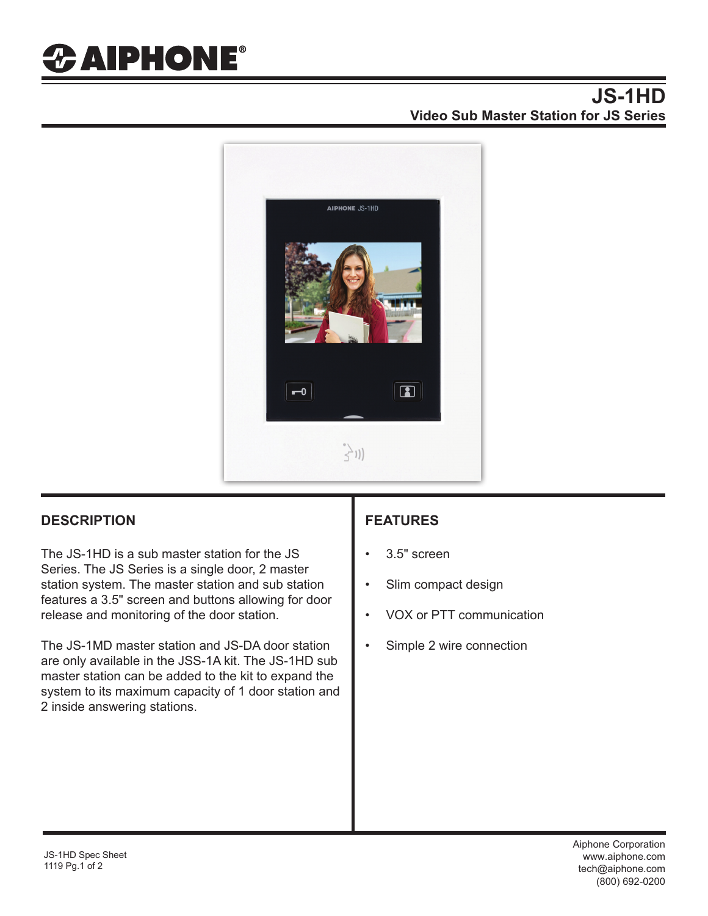# JS-1HD

## Video Sub Master Station for JS Series

## DESCRIPTION

The JS-1HD is a sub master station for the JS Series. The JS Series is a single door, 2 master station system. The master station and sub station features a 3.5" screen and buttons allowing for door release and monitoring of the door station.

The JS-1MD master station and JS-DA door station are only available in the JSS-1A kit. The JS-1HD sub master station can be added to the kit to expand the system to its maximum capacity of 1 door station and 2 inside answering stations.

## FEATURES

- 3.5" screen
- Slim compact design
- VOX or PTT communication
- Simple 2 wire connection

JS-1HD Spec Sheet
1119 Pg.1 of 2

Aiphone Corporation
www.aiphone.com
tech@aiphone.com
(800) 692-0200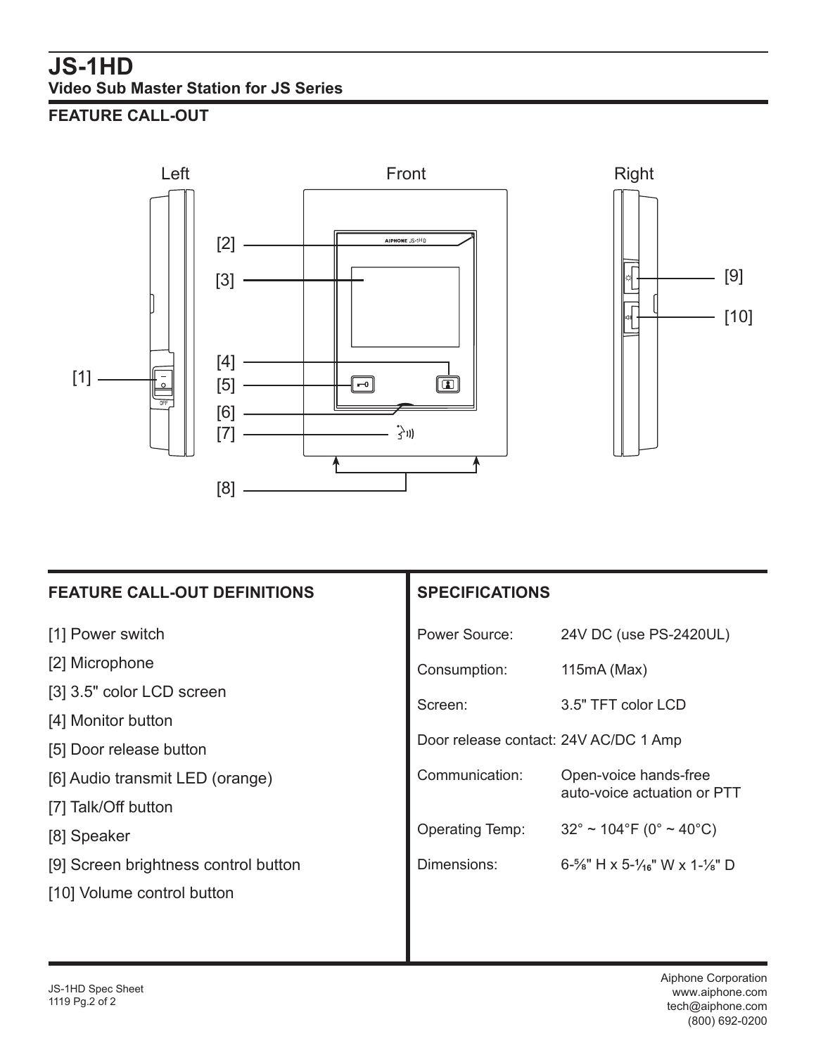# JS-1HD

**Video Sub Master Station for JS Series**

## FEATURE CALL-OUT

Left

Front

Right

[1]

[2]

[3]

[4]

[5]

[6]

[7]

[8]

[9]

[10]

## FEATURE CALL-OUT DEFINITIONS

[1] Power switch

[2] Microphone

[3] 3.5" color LCD screen

[4] Monitor button

[5] Door release button

[6] Audio transmit LED (orange)

[7] Talk/Off button

[8] Speaker

[9] Screen brightness control button

[10] Volume control button

## SPECIFICATIONS

| | |
|---|---|
| Power Source: | 24V DC (use PS-2420UL) |
| Consumption: | 115mA (Max) |
| Screen: | 3.5" TFT color LCD |
| Door release contact: | 24V AC/DC 1 Amp |
| Communication: | Open-voice hands-free auto-voice actuation or PTT |
| Operating Temp: | 32° ~ 104°F (0° ~ 40°C) |
| Dimensions: | 6-⅝" H x 5-1⁄16" W x 1-⅛" D |

JS-1HD Spec Sheet
1119

Aiphone Corporation
www.aiphone.com
tech@aiphone.com
(800) 692-0200